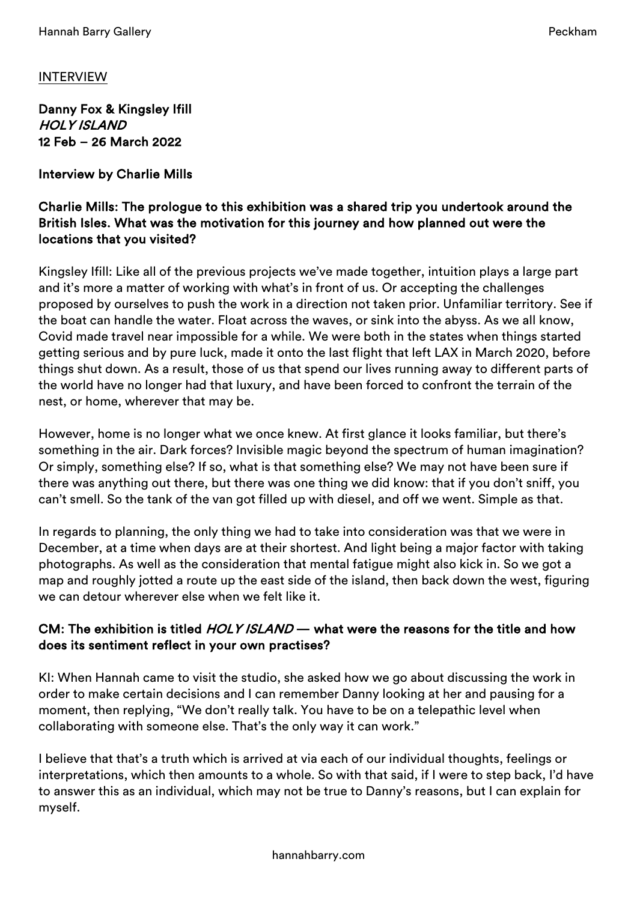INTERVIEW

**Danny Fox & Kingsley Ifill**
***HOLY ISLAND***
**12 Feb – 26 March 2022**

**Interview by Charlie Mills**

**Charlie Mills: The prologue to this exhibition was a shared trip you undertook around the British Isles. What was the motivation for this journey and how planned out were the locations that you visited?**

Kingsley Ifill: Like all of the previous projects we've made together, intuition plays a large part and it's more a matter of working with what's in front of us. Or accepting the challenges proposed by ourselves to push the work in a direction not taken prior. Unfamiliar territory. See if the boat can handle the water. Float across the waves, or sink into the abyss. As we all know, Covid made travel near impossible for a while. We were both in the states when things started getting serious and by pure luck, made it onto the last flight that left LAX in March 2020, before things shut down. As a result, those of us that spend our lives running away to different parts of the world have no longer had that luxury, and have been forced to confront the terrain of the nest, or home, wherever that may be.

However, home is no longer what we once knew. At first glance it looks familiar, but there's something in the air. Dark forces? Invisible magic beyond the spectrum of human imagination? Or simply, something else? If so, what is that something else? We may not have been sure if there was anything out there, but there was one thing we did know: that if you don't sniff, you can't smell. So the tank of the van got filled up with diesel, and off we went. Simple as that.

In regards to planning, the only thing we had to take into consideration was that we were in December, at a time when days are at their shortest. And light being a major factor with taking photographs. As well as the consideration that mental fatigue might also kick in. So we got a map and roughly jotted a route up the east side of the island, then back down the west, figuring we can detour wherever else when we felt like it.

**CM: The exhibition is titled *HOLY ISLAND* — what were the reasons for the title and how does its sentiment reflect in your own practises?**

KI: When Hannah came to visit the studio, she asked how we go about discussing the work in order to make certain decisions and I can remember Danny looking at her and pausing for a moment, then replying, "We don't really talk. You have to be on a telepathic level when collaborating with someone else. That's the only way it can work."

I believe that that's a truth which is arrived at via each of our individual thoughts, feelings or interpretations, which then amounts to a whole. So with that said, if I were to step back, I'd have to answer this as an individual, which may not be true to Danny's reasons, but I can explain for myself.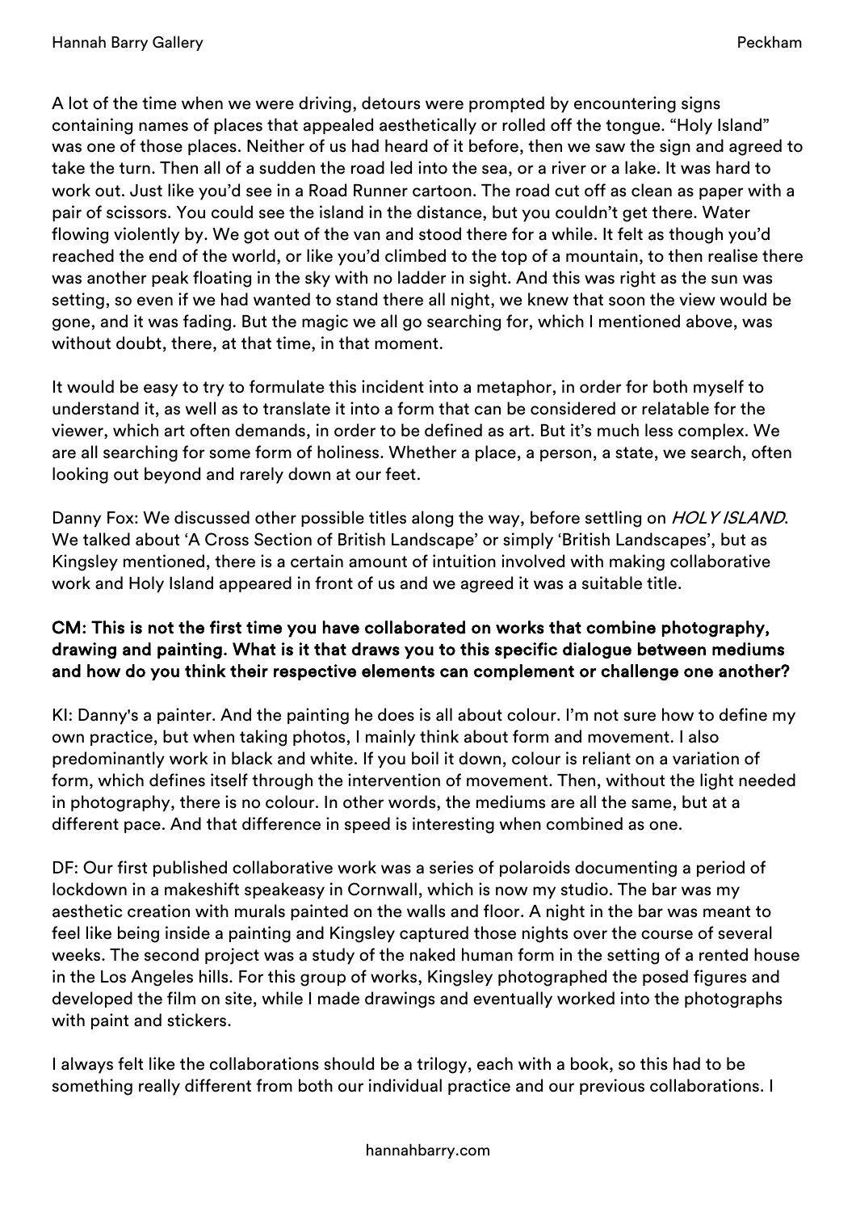A lot of the time when we were driving, detours were prompted by encountering signs containing names of places that appealed aesthetically or rolled off the tongue. “Holy Island” was one of those places. Neither of us had heard of it before, then we saw the sign and agreed to take the turn. Then all of a sudden the road led into the sea, or a river or a lake. It was hard to work out. Just like you’d see in a Road Runner cartoon. The road cut off as clean as paper with a pair of scissors. You could see the island in the distance, but you couldn’t get there. Water flowing violently by. We got out of the van and stood there for a while. It felt as though you’d reached the end of the world, or like you’d climbed to the top of a mountain, to then realise there was another peak floating in the sky with no ladder in sight. And this was right as the sun was setting, so even if we had wanted to stand there all night, we knew that soon the view would be gone, and it was fading. But the magic we all go searching for, which I mentioned above, was without doubt, there, at that time, in that moment.

It would be easy to try to formulate this incident into a metaphor, in order for both myself to understand it, as well as to translate it into a form that can be considered or relatable for the viewer, which art often demands, in order to be defined as art. But it’s much less complex. We are all searching for some form of holiness. Whether a place, a person, a state, we search, often looking out beyond and rarely down at our feet.

Danny Fox: We discussed other possible titles along the way, before settling on *HOLY ISLAND*. We talked about ‘A Cross Section of British Landscape’ or simply ‘British Landscapes’, but as Kingsley mentioned, there is a certain amount of intuition involved with making collaborative work and Holy Island appeared in front of us and we agreed it was a suitable title.

**CM: This is not the first time you have collaborated on works that combine photography, drawing and painting. What is it that draws you to this specific dialogue between mediums and how do you think their respective elements can complement or challenge one another?**

KI: Danny's a painter. And the painting he does is all about colour. I’m not sure how to define my own practice, but when taking photos, I mainly think about form and movement. I also predominantly work in black and white. If you boil it down, colour is reliant on a variation of form, which defines itself through the intervention of movement. Then, without the light needed in photography, there is no colour. In other words, the mediums are all the same, but at a different pace. And that difference in speed is interesting when combined as one.

DF: Our first published collaborative work was a series of polaroids documenting a period of lockdown in a makeshift speakeasy in Cornwall, which is now my studio. The bar was my aesthetic creation with murals painted on the walls and floor. A night in the bar was meant to feel like being inside a painting and Kingsley captured those nights over the course of several weeks. The second project was a study of the naked human form in the setting of a rented house in the Los Angeles hills. For this group of works, Kingsley photographed the posed figures and developed the film on site, while I made drawings and eventually worked into the photographs with paint and stickers.

I always felt like the collaborations should be a trilogy, each with a book, so this had to be something really different from both our individual practice and our previous collaborations. I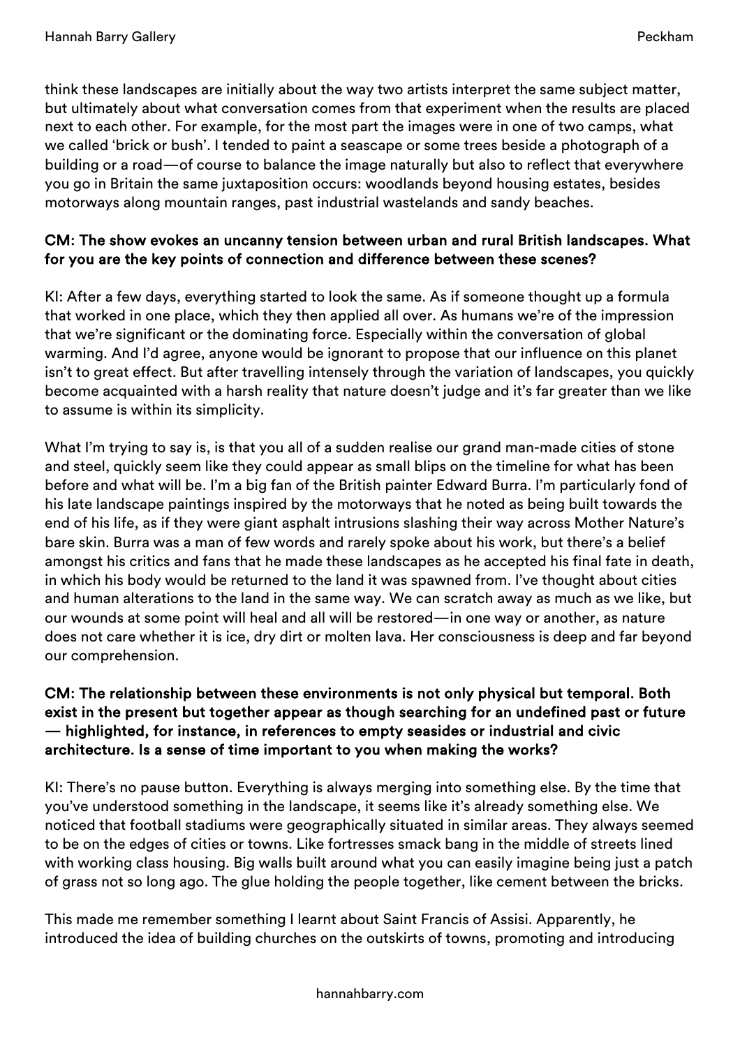think these landscapes are initially about the way two artists interpret the same subject matter, but ultimately about what conversation comes from that experiment when the results are placed next to each other. For example, for the most part the images were in one of two camps, what we called 'brick or bush'. I tended to paint a seascape or some trees beside a photograph of a building or a road—of course to balance the image naturally but also to reflect that everywhere you go in Britain the same juxtaposition occurs: woodlands beyond housing estates, besides motorways along mountain ranges, past industrial wastelands and sandy beaches.

**CM: The show evokes an uncanny tension between urban and rural British landscapes. What for you are the key points of connection and difference between these scenes?**

KI: After a few days, everything started to look the same. As if someone thought up a formula that worked in one place, which they then applied all over. As humans we're of the impression that we're significant or the dominating force. Especially within the conversation of global warming. And I'd agree, anyone would be ignorant to propose that our influence on this planet isn't to great effect. But after travelling intensely through the variation of landscapes, you quickly become acquainted with a harsh reality that nature doesn't judge and it's far greater than we like to assume is within its simplicity.

What I'm trying to say is, is that you all of a sudden realise our grand man-made cities of stone and steel, quickly seem like they could appear as small blips on the timeline for what has been before and what will be. I'm a big fan of the British painter Edward Burra. I'm particularly fond of his late landscape paintings inspired by the motorways that he noted as being built towards the end of his life, as if they were giant asphalt intrusions slashing their way across Mother Nature's bare skin. Burra was a man of few words and rarely spoke about his work, but there's a belief amongst his critics and fans that he made these landscapes as he accepted his final fate in death, in which his body would be returned to the land it was spawned from. I've thought about cities and human alterations to the land in the same way. We can scratch away as much as we like, but our wounds at some point will heal and all will be restored—in one way or another, as nature does not care whether it is ice, dry dirt or molten lava. Her consciousness is deep and far beyond our comprehension.

**CM: The relationship between these environments is not only physical but temporal. Both exist in the present but together appear as though searching for an undefined past or future — highlighted, for instance, in references to empty seasides or industrial and civic architecture. Is a sense of time important to you when making the works?**

KI: There's no pause button. Everything is always merging into something else. By the time that you've understood something in the landscape, it seems like it's already something else. We noticed that football stadiums were geographically situated in similar areas. They always seemed to be on the edges of cities or towns. Like fortresses smack bang in the middle of streets lined with working class housing. Big walls built around what you can easily imagine being just a patch of grass not so long ago. The glue holding the people together, like cement between the bricks.

This made me remember something I learnt about Saint Francis of Assisi. Apparently, he introduced the idea of building churches on the outskirts of towns, promoting and introducing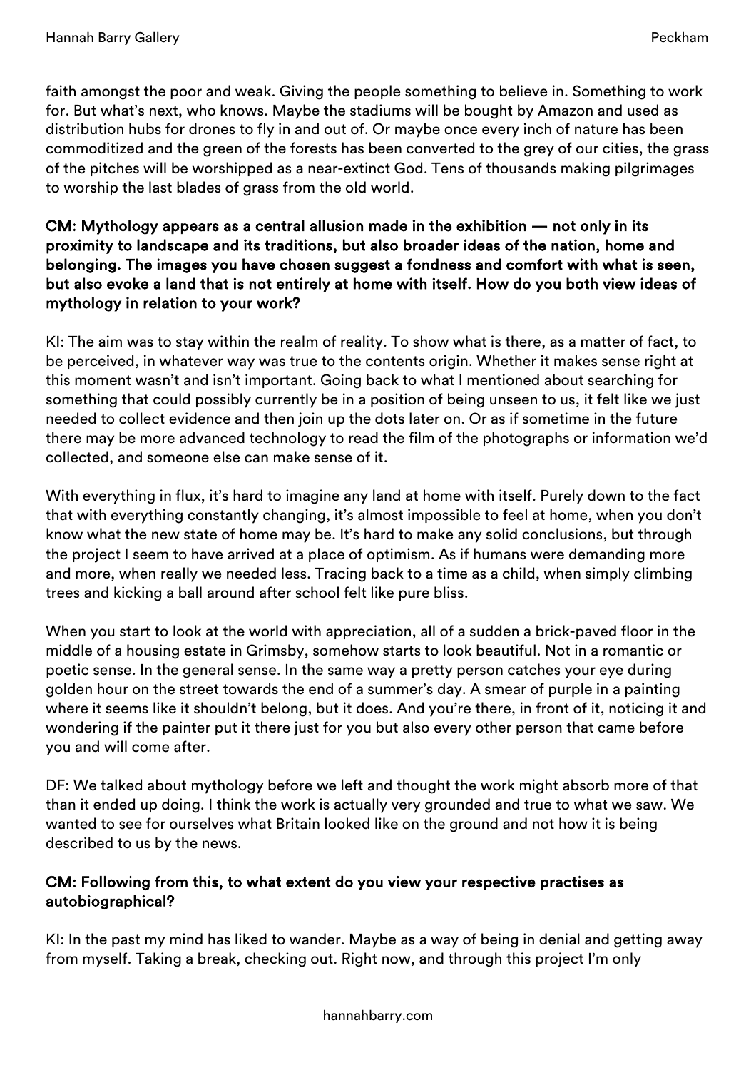faith amongst the poor and weak. Giving the people something to believe in. Something to work for. But what's next, who knows. Maybe the stadiums will be bought by Amazon and used as distribution hubs for drones to fly in and out of. Or maybe once every inch of nature has been commoditized and the green of the forests has been converted to the grey of our cities, the grass of the pitches will be worshipped as a near-extinct God. Tens of thousands making pilgrimages to worship the last blades of grass from the old world.

**CM: Mythology appears as a central allusion made in the exhibition — not only in its proximity to landscape and its traditions, but also broader ideas of the nation, home and belonging. The images you have chosen suggest a fondness and comfort with what is seen, but also evoke a land that is not entirely at home with itself. How do you both view ideas of mythology in relation to your work?**

KI: The aim was to stay within the realm of reality. To show what is there, as a matter of fact, to be perceived, in whatever way was true to the contents origin. Whether it makes sense right at this moment wasn't and isn't important. Going back to what I mentioned about searching for something that could possibly currently be in a position of being unseen to us, it felt like we just needed to collect evidence and then join up the dots later on. Or as if sometime in the future there may be more advanced technology to read the film of the photographs or information we'd collected, and someone else can make sense of it.

With everything in flux, it's hard to imagine any land at home with itself. Purely down to the fact that with everything constantly changing, it's almost impossible to feel at home, when you don't know what the new state of home may be. It's hard to make any solid conclusions, but through the project I seem to have arrived at a place of optimism. As if humans were demanding more and more, when really we needed less. Tracing back to a time as a child, when simply climbing trees and kicking a ball around after school felt like pure bliss.

When you start to look at the world with appreciation, all of a sudden a brick-paved floor in the middle of a housing estate in Grimsby, somehow starts to look beautiful. Not in a romantic or poetic sense. In the general sense. In the same way a pretty person catches your eye during golden hour on the street towards the end of a summer's day. A smear of purple in a painting where it seems like it shouldn't belong, but it does. And you're there, in front of it, noticing it and wondering if the painter put it there just for you but also every other person that came before you and will come after.

DF: We talked about mythology before we left and thought the work might absorb more of that than it ended up doing. I think the work is actually very grounded and true to what we saw. We wanted to see for ourselves what Britain looked like on the ground and not how it is being described to us by the news.

**CM: Following from this, to what extent do you view your respective practises as autobiographical?**

KI: In the past my mind has liked to wander. Maybe as a way of being in denial and getting away from myself. Taking a break, checking out. Right now, and through this project I'm only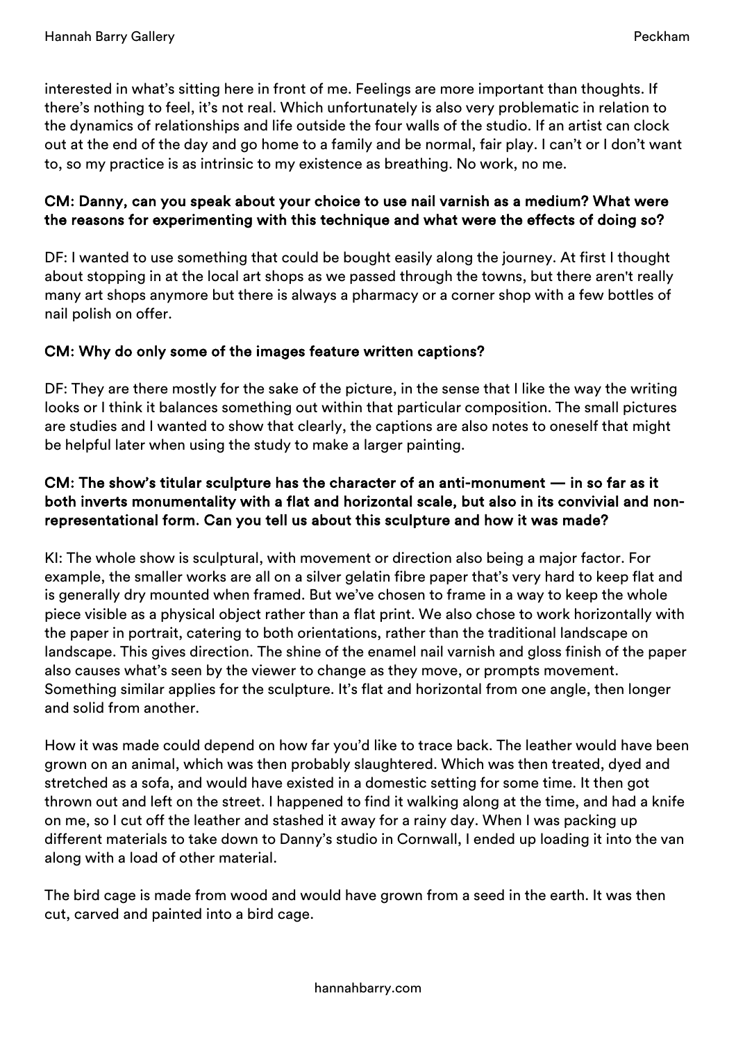interested in what's sitting here in front of me. Feelings are more important than thoughts. If there's nothing to feel, it's not real. Which unfortunately is also very problematic in relation to the dynamics of relationships and life outside the four walls of the studio. If an artist can clock out at the end of the day and go home to a family and be normal, fair play. I can't or I don't want to, so my practice is as intrinsic to my existence as breathing. No work, no me.

**CM: Danny, can you speak about your choice to use nail varnish as a medium? What were the reasons for experimenting with this technique and what were the effects of doing so?**

DF: I wanted to use something that could be bought easily along the journey. At first I thought about stopping in at the local art shops as we passed through the towns, but there aren't really many art shops anymore but there is always a pharmacy or a corner shop with a few bottles of nail polish on offer.

**CM: Why do only some of the images feature written captions?**

DF: They are there mostly for the sake of the picture, in the sense that I like the way the writing looks or I think it balances something out within that particular composition. The small pictures are studies and I wanted to show that clearly, the captions are also notes to oneself that might be helpful later when using the study to make a larger painting.

**CM: The show's titular sculpture has the character of an anti-monument — in so far as it both inverts monumentality with a flat and horizontal scale, but also in its convivial and non-representational form. Can you tell us about this sculpture and how it was made?**

KI: The whole show is sculptural, with movement or direction also being a major factor. For example, the smaller works are all on a silver gelatin fibre paper that's very hard to keep flat and is generally dry mounted when framed. But we've chosen to frame in a way to keep the whole piece visible as a physical object rather than a flat print. We also chose to work horizontally with the paper in portrait, catering to both orientations, rather than the traditional landscape on landscape. This gives direction. The shine of the enamel nail varnish and gloss finish of the paper also causes what's seen by the viewer to change as they move, or prompts movement. Something similar applies for the sculpture. It's flat and horizontal from one angle, then longer and solid from another.

How it was made could depend on how far you'd like to trace back. The leather would have been grown on an animal, which was then probably slaughtered. Which was then treated, dyed and stretched as a sofa, and would have existed in a domestic setting for some time. It then got thrown out and left on the street. I happened to find it walking along at the time, and had a knife on me, so I cut off the leather and stashed it away for a rainy day. When I was packing up different materials to take down to Danny's studio in Cornwall, I ended up loading it into the van along with a load of other material.

The bird cage is made from wood and would have grown from a seed in the earth. It was then cut, carved and painted into a bird cage.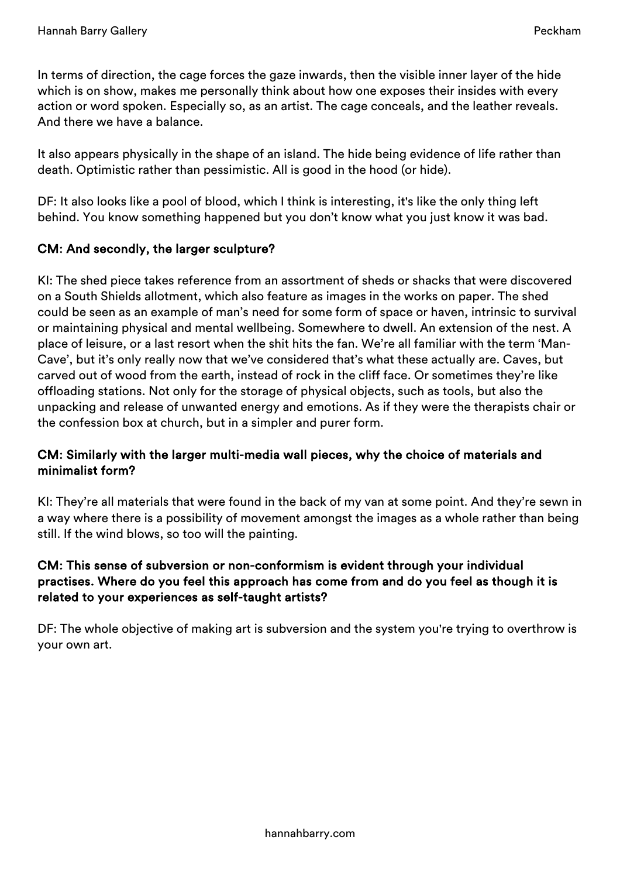In terms of direction, the cage forces the gaze inwards, then the visible inner layer of the hide which is on show, makes me personally think about how one exposes their insides with every action or word spoken. Especially so, as an artist. The cage conceals, and the leather reveals. And there we have a balance.

It also appears physically in the shape of an island. The hide being evidence of life rather than death. Optimistic rather than pessimistic. All is good in the hood (or hide).

DF: It also looks like a pool of blood, which I think is interesting, it's like the only thing left behind. You know something happened but you don't know what you just know it was bad.

**CM: And secondly, the larger sculpture?**

KI: The shed piece takes reference from an assortment of sheds or shacks that were discovered on a South Shields allotment, which also feature as images in the works on paper. The shed could be seen as an example of man's need for some form of space or haven, intrinsic to survival or maintaining physical and mental wellbeing. Somewhere to dwell. An extension of the nest. A place of leisure, or a last resort when the shit hits the fan. We're all familiar with the term 'Man-Cave', but it's only really now that we've considered that's what these actually are. Caves, but carved out of wood from the earth, instead of rock in the cliff face. Or sometimes they're like offloading stations. Not only for the storage of physical objects, such as tools, but also the unpacking and release of unwanted energy and emotions. As if they were the therapists chair or the confession box at church, but in a simpler and purer form.

**CM: Similarly with the larger multi-media wall pieces, why the choice of materials and minimalist form?**

KI: They're all materials that were found in the back of my van at some point. And they're sewn in a way where there is a possibility of movement amongst the images as a whole rather than being still. If the wind blows, so too will the painting.

**CM: This sense of subversion or non-conformism is evident through your individual practises. Where do you feel this approach has come from and do you feel as though it is related to your experiences as self-taught artists?**

DF: The whole objective of making art is subversion and the system you're trying to overthrow is your own art.